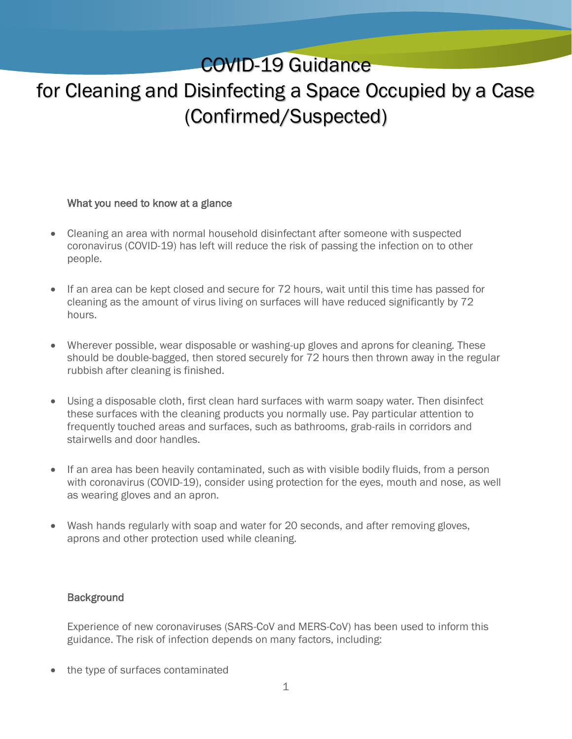# COVID-19 Guidance
# for Cleaning and Disinfecting a Space Occupied by a Case (Confirmed/Suspected)

## What you need to know at a glance

- Cleaning an area with normal household disinfectant after someone with suspected coronavirus (COVID-19) has left will reduce the risk of passing the infection on to other people.
- If an area can be kept closed and secure for 72 hours, wait until this time has passed for cleaning as the amount of virus living on surfaces will have reduced significantly by 72 hours.
- Wherever possible, wear disposable or washing-up gloves and aprons for cleaning. These should be double-bagged, then stored securely for 72 hours then thrown away in the regular rubbish after cleaning is finished.
- Using a disposable cloth, first clean hard surfaces with warm soapy water. Then disinfect these surfaces with the cleaning products you normally use. Pay particular attention to frequently touched areas and surfaces, such as bathrooms, grab-rails in corridors and stairwells and door handles.
- If an area has been heavily contaminated, such as with visible bodily fluids, from a person with coronavirus (COVID-19), consider using protection for the eyes, mouth and nose, as well as wearing gloves and an apron.
- Wash hands regularly with soap and water for 20 seconds, and after removing gloves, aprons and other protection used while cleaning.

## Background

Experience of new coronaviruses (SARS-CoV and MERS-CoV) has been used to inform this guidance. The risk of infection depends on many factors, including:

- the type of surfaces contaminated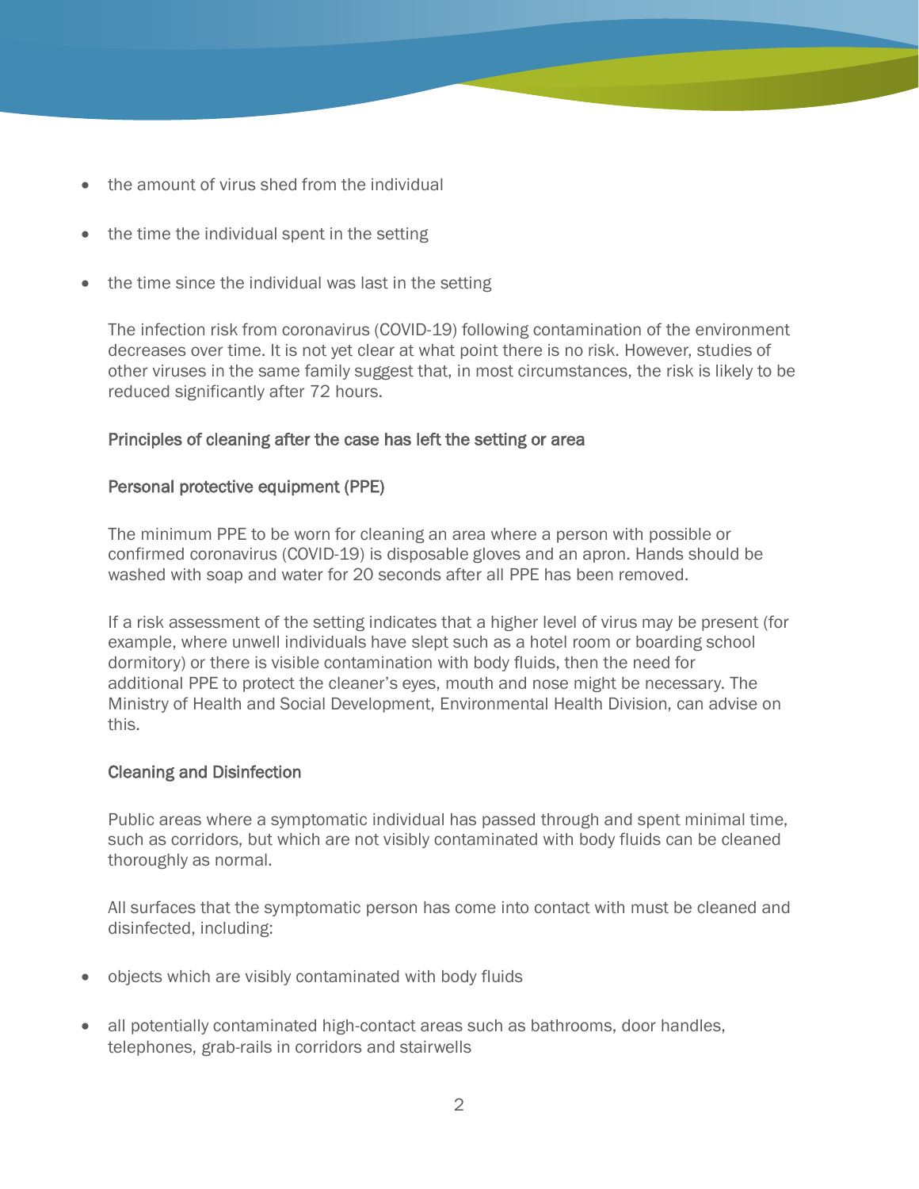- the amount of virus shed from the individual
- the time the individual spent in the setting
- the time since the individual was last in the setting

The infection risk from coronavirus (COVID-19) following contamination of the environment decreases over time. It is not yet clear at what point there is no risk. However, studies of other viruses in the same family suggest that, in most circumstances, the risk is likely to be reduced significantly after 72 hours.

### Principles of cleaning after the case has left the setting or area

#### Personal protective equipment (PPE)

The minimum PPE to be worn for cleaning an area where a person with possible or confirmed coronavirus (COVID-19) is disposable gloves and an apron. Hands should be washed with soap and water for 20 seconds after all PPE has been removed.

If a risk assessment of the setting indicates that a higher level of virus may be present (for example, where unwell individuals have slept such as a hotel room or boarding school dormitory) or there is visible contamination with body fluids, then the need for additional PPE to protect the cleaner's eyes, mouth and nose might be necessary. The Ministry of Health and Social Development, Environmental Health Division, can advise on this.

#### Cleaning and Disinfection

Public areas where a symptomatic individual has passed through and spent minimal time, such as corridors, but which are not visibly contaminated with body fluids can be cleaned thoroughly as normal.

All surfaces that the symptomatic person has come into contact with must be cleaned and disinfected, including:

- objects which are visibly contaminated with body fluids
- all potentially contaminated high-contact areas such as bathrooms, door handles, telephones, grab-rails in corridors and stairwells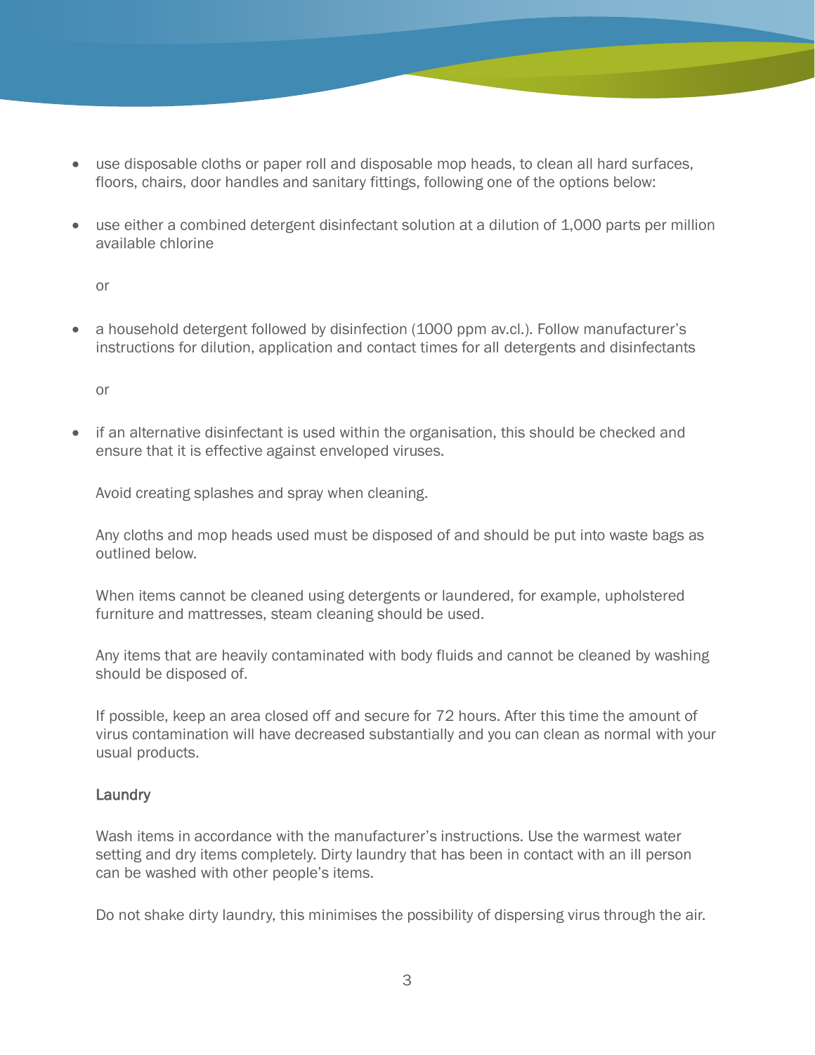- use disposable cloths or paper roll and disposable mop heads, to clean all hard surfaces, floors, chairs, door handles and sanitary fittings, following one of the options below:

- use either a combined detergent disinfectant solution at a dilution of 1,000 parts per million available chlorine

  or

- a household detergent followed by disinfection (1000 ppm av.cl.). Follow manufacturer's instructions for dilution, application and contact times for all detergents and disinfectants

  or

- if an alternative disinfectant is used within the organisation, this should be checked and ensure that it is effective against enveloped viruses.

Avoid creating splashes and spray when cleaning.

Any cloths and mop heads used must be disposed of and should be put into waste bags as outlined below.

When items cannot be cleaned using detergents or laundered, for example, upholstered furniture and mattresses, steam cleaning should be used.

Any items that are heavily contaminated with body fluids and cannot be cleaned by washing should be disposed of.

If possible, keep an area closed off and secure for 72 hours. After this time the amount of virus contamination will have decreased substantially and you can clean as normal with your usual products.

## Laundry

Wash items in accordance with the manufacturer's instructions. Use the warmest water setting and dry items completely. Dirty laundry that has been in contact with an ill person can be washed with other people's items.

Do not shake dirty laundry, this minimises the possibility of dispersing virus through the air.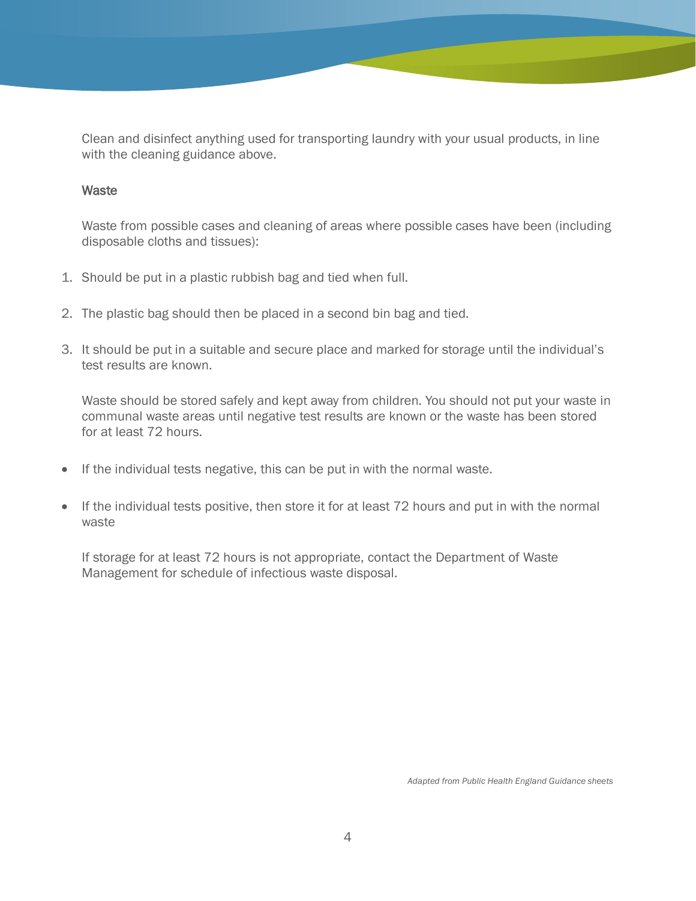Clean and disinfect anything used for transporting laundry with your usual products, in line with the cleaning guidance above.

### Waste

Waste from possible cases and cleaning of areas where possible cases have been (including disposable cloths and tissues):

1. Should be put in a plastic rubbish bag and tied when full.
2. The plastic bag should then be placed in a second bin bag and tied.
3. It should be put in a suitable and secure place and marked for storage until the individual's test results are known.

Waste should be stored safely and kept away from children. You should not put your waste in communal waste areas until negative test results are known or the waste has been stored for at least 72 hours.

- If the individual tests negative, this can be put in with the normal waste.
- If the individual tests positive, then store it for at least 72 hours and put in with the normal waste

If storage for at least 72 hours is not appropriate, contact the Department of Waste Management for schedule of infectious waste disposal.

*Adapted from Public Health England Guidance sheets*